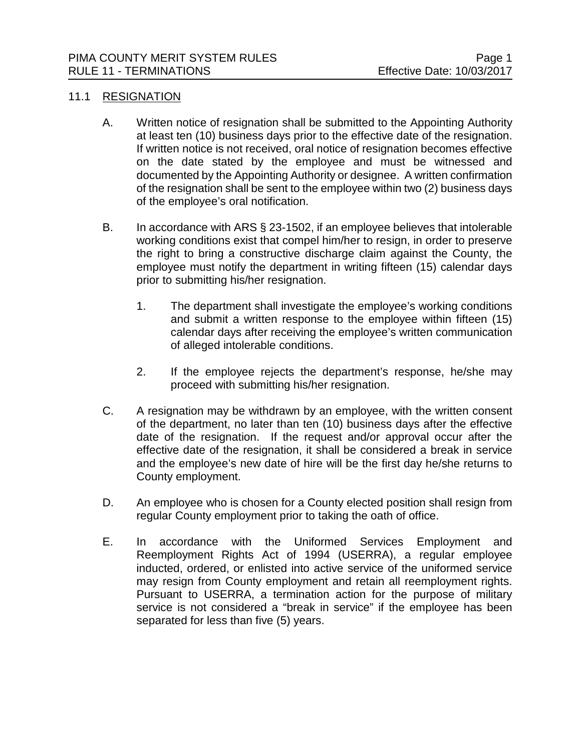## 11.1 RESIGNATION

A. Written notice of resignation shall be submitted to the Appointing Authority at least ten (10) business days prior to the effective date of the resignation. If written notice is not received, oral notice of resignation becomes effective on the date stated by the employee and must be witnessed and documented by the Appointing Authority or designee. A written confirmation of the resignation shall be sent to the employee within two (2) business days of the employee's oral notification.

B. In accordance with ARS § 23-1502, if an employee believes that intolerable working conditions exist that compel him/her to resign, in order to preserve the right to bring a constructive discharge claim against the County, the employee must notify the department in writing fifteen (15) calendar days prior to submitting his/her resignation.

   1. The department shall investigate the employee's working conditions and submit a written response to the employee within fifteen (15) calendar days after receiving the employee's written communication of alleged intolerable conditions.

   2. If the employee rejects the department's response, he/she may proceed with submitting his/her resignation.

C. A resignation may be withdrawn by an employee, with the written consent of the department, no later than ten (10) business days after the effective date of the resignation. If the request and/or approval occur after the effective date of the resignation, it shall be considered a break in service and the employee's new date of hire will be the first day he/she returns to County employment.

D. An employee who is chosen for a County elected position shall resign from regular County employment prior to taking the oath of office.

E. In accordance with the Uniformed Services Employment and Reemployment Rights Act of 1994 (USERRA), a regular employee inducted, ordered, or enlisted into active service of the uniformed service may resign from County employment and retain all reemployment rights. Pursuant to USERRA, a termination action for the purpose of military service is not considered a "break in service" if the employee has been separated for less than five (5) years.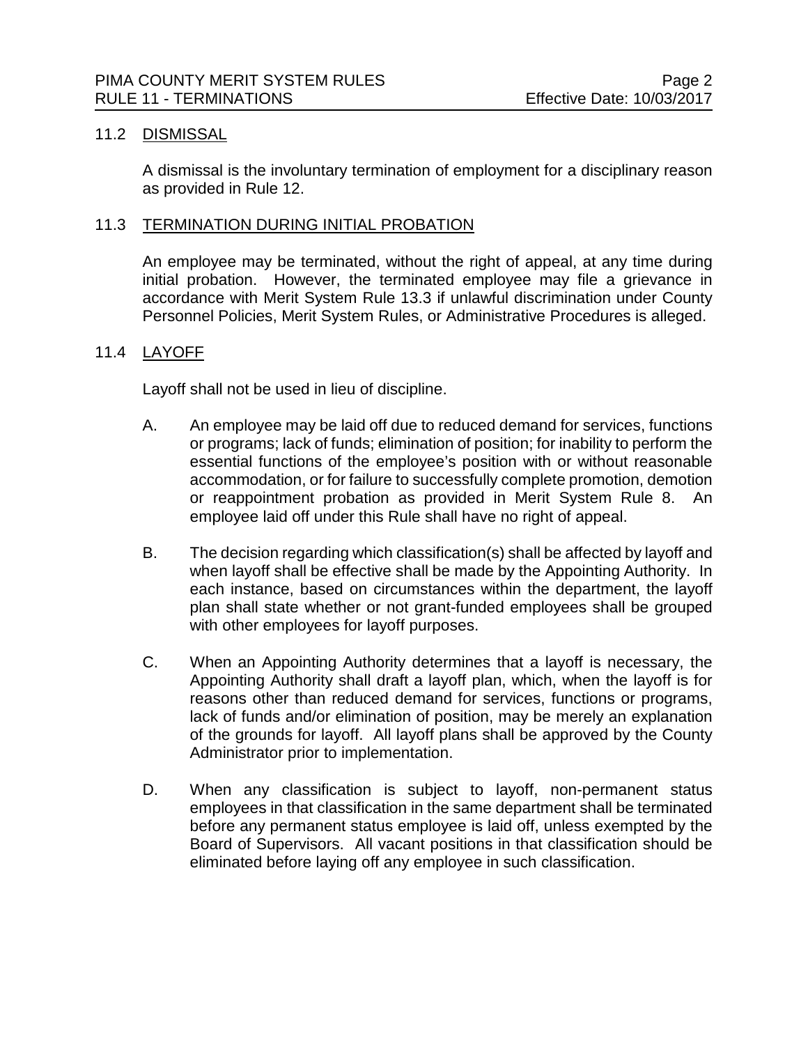## 11.2 DISMISSAL

A dismissal is the involuntary termination of employment for a disciplinary reason as provided in Rule 12.

## 11.3 TERMINATION DURING INITIAL PROBATION

An employee may be terminated, without the right of appeal, at any time during initial probation. However, the terminated employee may file a grievance in accordance with Merit System Rule 13.3 if unlawful discrimination under County Personnel Policies, Merit System Rules, or Administrative Procedures is alleged.

## 11.4 LAYOFF

Layoff shall not be used in lieu of discipline.

A. An employee may be laid off due to reduced demand for services, functions or programs; lack of funds; elimination of position; for inability to perform the essential functions of the employee's position with or without reasonable accommodation, or for failure to successfully complete promotion, demotion or reappointment probation as provided in Merit System Rule 8. An employee laid off under this Rule shall have no right of appeal.

B. The decision regarding which classification(s) shall be affected by layoff and when layoff shall be effective shall be made by the Appointing Authority. In each instance, based on circumstances within the department, the layoff plan shall state whether or not grant-funded employees shall be grouped with other employees for layoff purposes.

C. When an Appointing Authority determines that a layoff is necessary, the Appointing Authority shall draft a layoff plan, which, when the layoff is for reasons other than reduced demand for services, functions or programs, lack of funds and/or elimination of position, may be merely an explanation of the grounds for layoff. All layoff plans shall be approved by the County Administrator prior to implementation.

D. When any classification is subject to layoff, non-permanent status employees in that classification in the same department shall be terminated before any permanent status employee is laid off, unless exempted by the Board of Supervisors. All vacant positions in that classification should be eliminated before laying off any employee in such classification.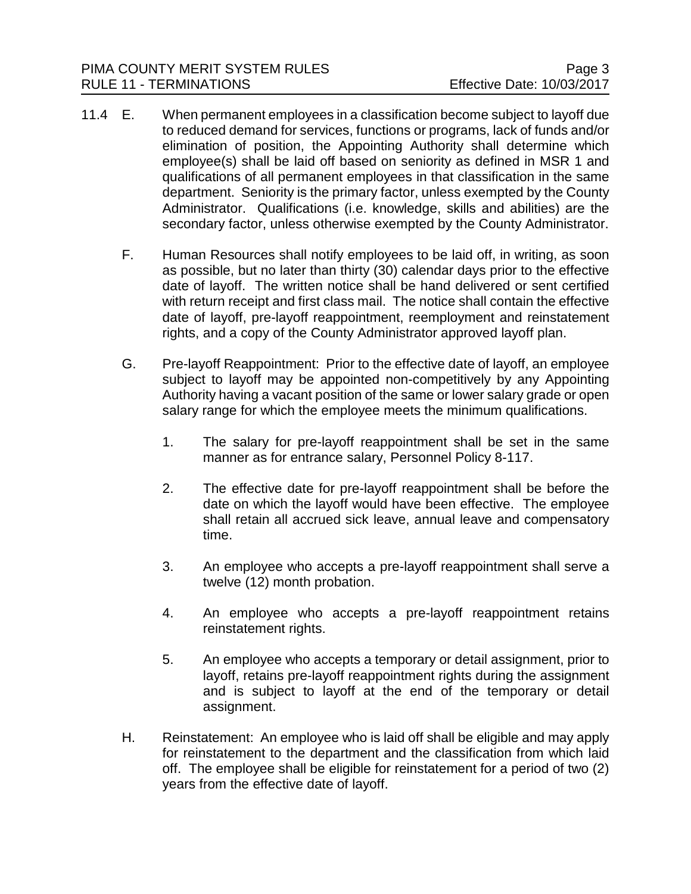11.4 E. When permanent employees in a classification become subject to layoff due to reduced demand for services, functions or programs, lack of funds and/or elimination of position, the Appointing Authority shall determine which employee(s) shall be laid off based on seniority as defined in MSR 1 and qualifications of all permanent employees in that classification in the same department. Seniority is the primary factor, unless exempted by the County Administrator. Qualifications (i.e. knowledge, skills and abilities) are the secondary factor, unless otherwise exempted by the County Administrator.

F. Human Resources shall notify employees to be laid off, in writing, as soon as possible, but no later than thirty (30) calendar days prior to the effective date of layoff. The written notice shall be hand delivered or sent certified with return receipt and first class mail. The notice shall contain the effective date of layoff, pre-layoff reappointment, reemployment and reinstatement rights, and a copy of the County Administrator approved layoff plan.

G. Pre-layoff Reappointment: Prior to the effective date of layoff, an employee subject to layoff may be appointed non-competitively by any Appointing Authority having a vacant position of the same or lower salary grade or open salary range for which the employee meets the minimum qualifications.

1. The salary for pre-layoff reappointment shall be set in the same manner as for entrance salary, Personnel Policy 8-117.

2. The effective date for pre-layoff reappointment shall be before the date on which the layoff would have been effective. The employee shall retain all accrued sick leave, annual leave and compensatory time.

3. An employee who accepts a pre-layoff reappointment shall serve a twelve (12) month probation.

4. An employee who accepts a pre-layoff reappointment retains reinstatement rights.

5. An employee who accepts a temporary or detail assignment, prior to layoff, retains pre-layoff reappointment rights during the assignment and is subject to layoff at the end of the temporary or detail assignment.

H. Reinstatement: An employee who is laid off shall be eligible and may apply for reinstatement to the department and the classification from which laid off. The employee shall be eligible for reinstatement for a period of two (2) years from the effective date of layoff.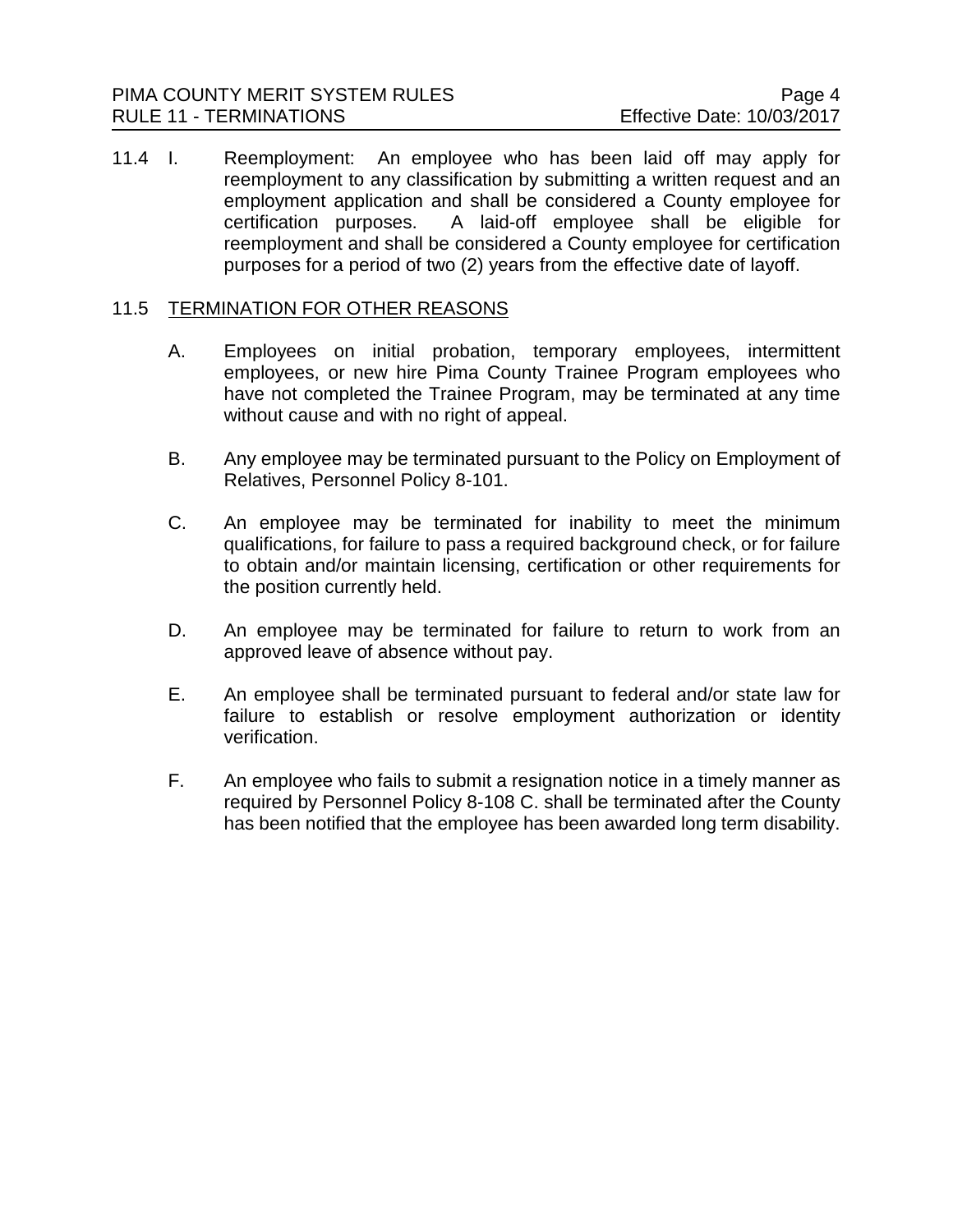11.4 I. Reemployment: An employee who has been laid off may apply for reemployment to any classification by submitting a written request and an employment application and shall be considered a County employee for certification purposes. A laid-off employee shall be eligible for reemployment and shall be considered a County employee for certification purposes for a period of two (2) years from the effective date of layoff.

## 11.5 TERMINATION FOR OTHER REASONS

A. Employees on initial probation, temporary employees, intermittent employees, or new hire Pima County Trainee Program employees who have not completed the Trainee Program, may be terminated at any time without cause and with no right of appeal.

B. Any employee may be terminated pursuant to the Policy on Employment of Relatives, Personnel Policy 8-101.

C. An employee may be terminated for inability to meet the minimum qualifications, for failure to pass a required background check, or for failure to obtain and/or maintain licensing, certification or other requirements for the position currently held.

D. An employee may be terminated for failure to return to work from an approved leave of absence without pay.

E. An employee shall be terminated pursuant to federal and/or state law for failure to establish or resolve employment authorization or identity verification.

F. An employee who fails to submit a resignation notice in a timely manner as required by Personnel Policy 8-108 C. shall be terminated after the County has been notified that the employee has been awarded long term disability.